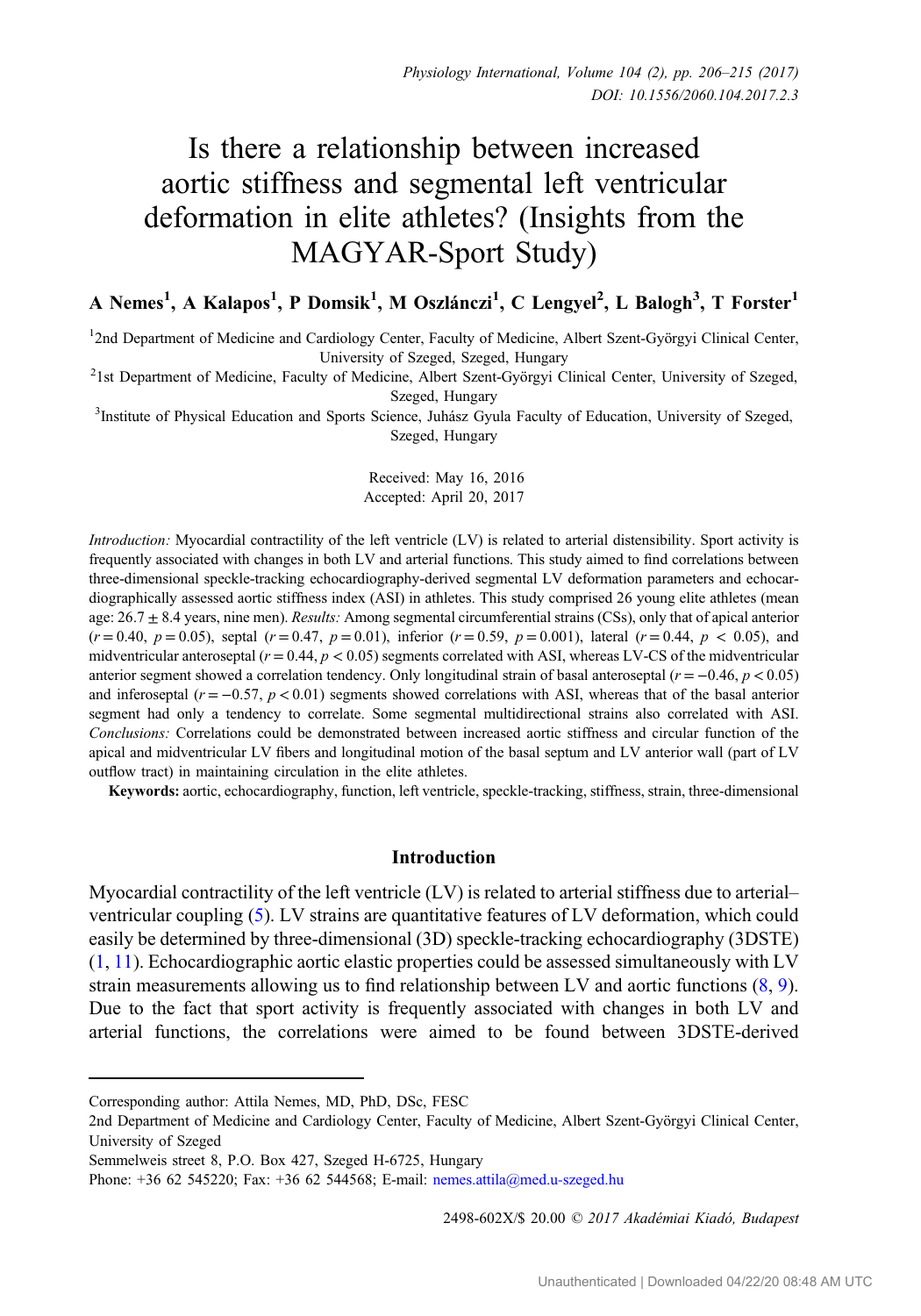# Is there a relationship between increased aortic stiffness and segmental left ventricular deformation in elite athletes? (Insights from the MAGYAR-Sport Study)

**A Nemes[1], A Kalapos[1], P Domsik[1], M Oszlánczi[1], C Lengyel[2], L Balogh[3], T Forster[1]**

[1]2nd Department of Medicine and Cardiology Center, Faculty of Medicine, Albert Szent-Györgyi Clinical Center, University of Szeged, Szeged, Hungary

[2]1st Department of Medicine, Faculty of Medicine, Albert Szent-Györgyi Clinical Center, University of Szeged, Szeged, Hungary

[3]Institute of Physical Education and Sports Science, Juhász Gyula Faculty of Education, University of Szeged, Szeged, Hungary

Received: May 16, 2016
Accepted: April 20, 2017

*Introduction:* Myocardial contractility of the left ventricle (LV) is related to arterial distensibility. Sport activity is frequently associated with changes in both LV and arterial functions. This study aimed to find correlations between three-dimensional speckle-tracking echocardiography-derived segmental LV deformation parameters and echocardiographically assessed aortic stiffness index (ASI) in athletes. This study comprised 26 young elite athletes (mean age: $26.7 \pm 8.4$ years, nine men). *Results:* Among segmental circumferential strains (CSs), only that of apical anterior ($r = 0.40$, $p = 0.05$), septal ($r = 0.47$, $p = 0.01$), inferior ($r = 0.59$, $p = 0.001$), lateral ($r = 0.44$, $p < 0.05$), and midventricular anteroseptal ($r = 0.44$, $p < 0.05$) segments correlated with ASI, whereas LV-CS of the midventricular anterior segment showed a correlation tendency. Only longitudinal strain of basal anteroseptal ($r = -0.46$, $p < 0.05$) and inferoseptal ($r = -0.57$, $p < 0.01$) segments showed correlations with ASI, whereas that of the basal anterior segment had only a tendency to correlate. Some segmental multidirectional strains also correlated with ASI. *Conclusions:* Correlations could be demonstrated between increased aortic stiffness and circular function of the apical and midventricular LV fibers and longitudinal motion of the basal septum and LV anterior wall (part of LV outflow tract) in maintaining circulation in the elite athletes.

**Keywords:** aortic, echocardiography, function, left ventricle, speckle-tracking, stiffness, strain, three-dimensional

## Introduction

Myocardial contractility of the left ventricle (LV) is related to arterial stiffness due to arterial–ventricular coupling (5). LV strains are quantitative features of LV deformation, which could easily be determined by three-dimensional (3D) speckle-tracking echocardiography (3DSTE) (1, 11). Echocardiographic aortic elastic properties could be assessed simultaneously with LV strain measurements allowing us to find relationship between LV and aortic functions (8, 9). Due to the fact that sport activity is frequently associated with changes in both LV and arterial functions, the correlations were aimed to be found between 3DSTE-derived

---

Corresponding author: Attila Nemes, MD, PhD, DSc, FESC
2nd Department of Medicine and Cardiology Center, Faculty of Medicine, Albert Szent-Györgyi Clinical Center, University of Szeged
Semmelweis street 8, P.O. Box 427, Szeged H-6725, Hungary
Phone: +36 62 545220; Fax: +36 62 544568; E-mail: nemes.attila@med.u-szeged.hu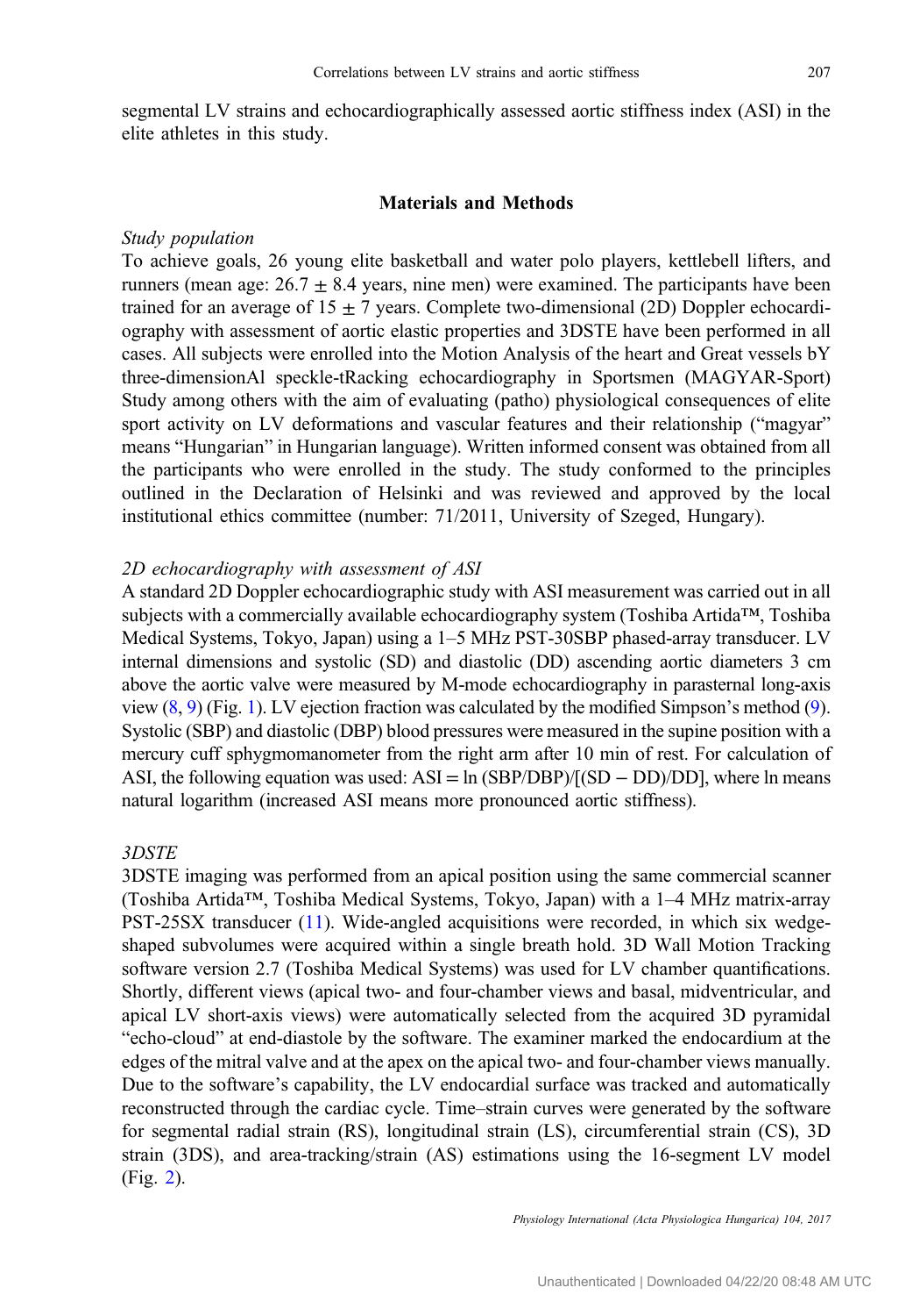segmental LV strains and echocardiographically assessed aortic stiffness index (ASI) in the elite athletes in this study.

## Materials and Methods

### *Study population*

To achieve goals, 26 young elite basketball and water polo players, kettlebell lifters, and runners (mean age: $26.7 \pm 8.4$ years, nine men) were examined. The participants have been trained for an average of $15 \pm 7$ years. Complete two-dimensional (2D) Doppler echocardiography with assessment of aortic elastic properties and 3DSTE have been performed in all cases. All subjects were enrolled into the Motion Analysis of the heart and Great vessels bY three-dimensionAl speckle-tRacking echocardiography in Sportsmen (MAGYAR-Sport) Study among others with the aim of evaluating (patho) physiological consequences of elite sport activity on LV deformations and vascular features and their relationship ("magyar" means "Hungarian" in Hungarian language). Written informed consent was obtained from all the participants who were enrolled in the study. The study conformed to the principles outlined in the Declaration of Helsinki and was reviewed and approved by the local institutional ethics committee (number: 71/2011, University of Szeged, Hungary).

### *2D echocardiography with assessment of ASI*

A standard 2D Doppler echocardiographic study with ASI measurement was carried out in all subjects with a commercially available echocardiography system (Toshiba Artida™, Toshiba Medical Systems, Tokyo, Japan) using a 1–5 MHz PST-30SBP phased-array transducer. LV internal dimensions and systolic (SD) and diastolic (DD) ascending aortic diameters 3 cm above the aortic valve were measured by M-mode echocardiography in parasternal long-axis view (8, 9) (Fig. 1). LV ejection fraction was calculated by the modified Simpson's method (9). Systolic (SBP) and diastolic (DBP) blood pressures were measured in the supine position with a mercury cuff sphygmomanometer from the right arm after 10 min of rest. For calculation of ASI, the following equation was used: $\mathrm{ASI} = \ln(\mathrm{SBP}/\mathrm{DBP})/[(\mathrm{SD} - \mathrm{DD})/\mathrm{DD}]$, where ln means natural logarithm (increased ASI means more pronounced aortic stiffness).

### *3DSTE*

3DSTE imaging was performed from an apical position using the same commercial scanner (Toshiba Artida™, Toshiba Medical Systems, Tokyo, Japan) with a 1–4 MHz matrix-array PST-25SX transducer (11). Wide-angled acquisitions were recorded, in which six wedge-shaped subvolumes were acquired within a single breath hold. 3D Wall Motion Tracking software version 2.7 (Toshiba Medical Systems) was used for LV chamber quantifications. Shortly, different views (apical two- and four-chamber views and basal, midventricular, and apical LV short-axis views) were automatically selected from the acquired 3D pyramidal "echo-cloud" at end-diastole by the software. The examiner marked the endocardium at the edges of the mitral valve and at the apex on the apical two- and four-chamber views manually. Due to the software's capability, the LV endocardial surface was tracked and automatically reconstructed through the cardiac cycle. Time–strain curves were generated by the software for segmental radial strain (RS), longitudinal strain (LS), circumferential strain (CS), 3D strain (3DS), and area-tracking/strain (AS) estimations using the 16-segment LV model (Fig. 2).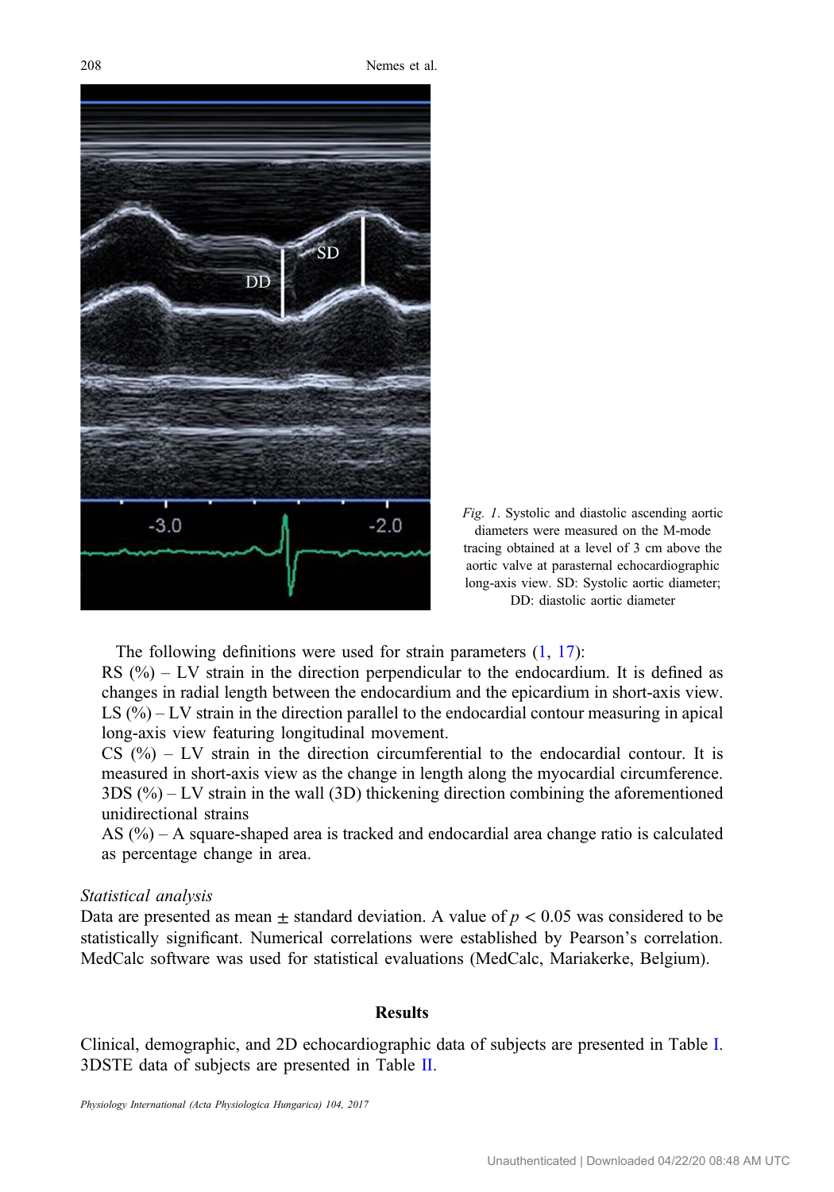*Fig. 1*. Systolic and diastolic ascending aortic diameters were measured on the M-mode tracing obtained at a level of 3 cm above the aortic valve at parasternal echocardiographic long-axis view. SD: Systolic aortic diameter; DD: diastolic aortic diameter

The following definitions were used for strain parameters (1, 17):

RS (%) – LV strain in the direction perpendicular to the endocardium. It is defined as changes in radial length between the endocardium and the epicardium in short-axis view.

LS (%) – LV strain in the direction parallel to the endocardial contour measuring in apical long-axis view featuring longitudinal movement.

CS (%) – LV strain in the direction circumferential to the endocardial contour. It is measured in short-axis view as the change in length along the myocardial circumference.

3DS (%) – LV strain in the wall (3D) thickening direction combining the aforementioned unidirectional strains

AS (%) – A square-shaped area is tracked and endocardial area change ratio is calculated as percentage change in area.

*Statistical analysis*

Data are presented as mean ± standard deviation. A value of $p < 0.05$ was considered to be statistically significant. Numerical correlations were established by Pearson's correlation. MedCalc software was used for statistical evaluations (MedCalc, Mariakerke, Belgium).

## Results

Clinical, demographic, and 2D echocardiographic data of subjects are presented in Table I. 3DSTE data of subjects are presented in Table II.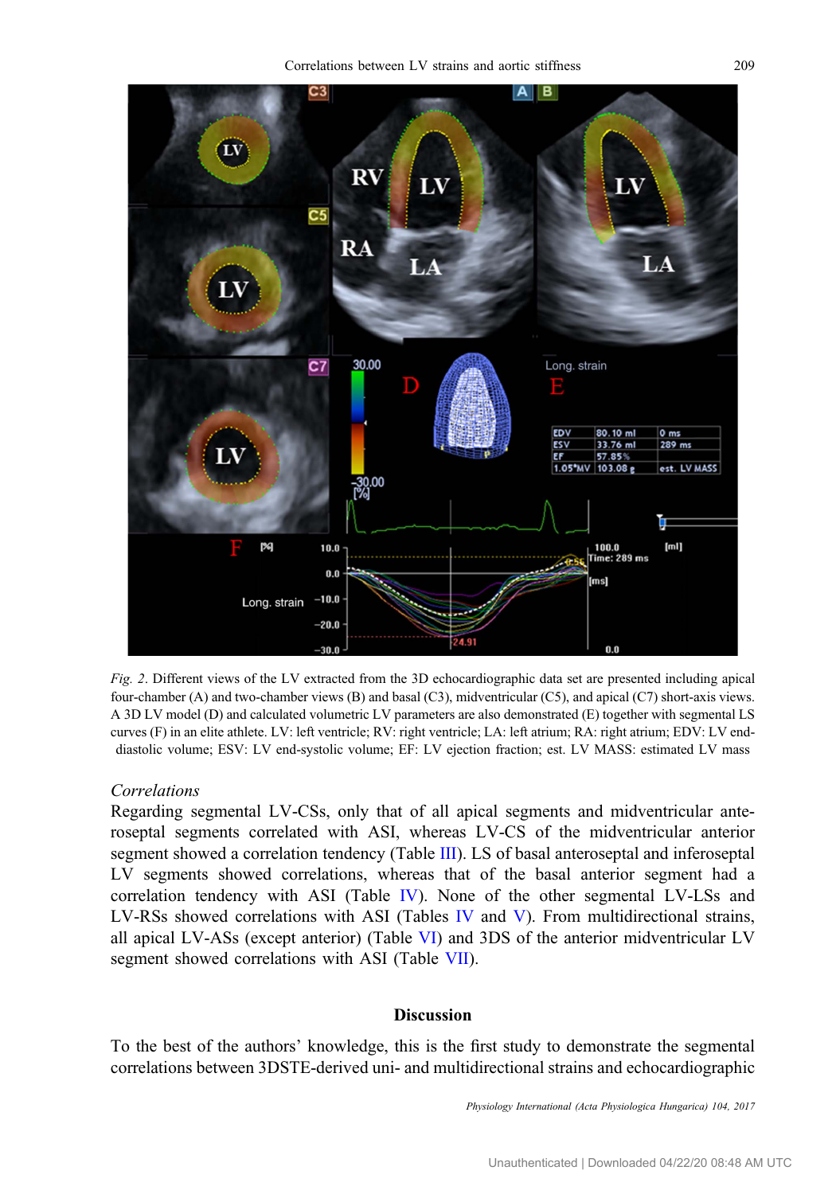*Fig. 2*. Different views of the LV extracted from the 3D echocardiographic data set are presented including apical four-chamber (A) and two-chamber views (B) and basal (C3), midventricular (C5), and apical (C7) short-axis views. A 3D LV model (D) and calculated volumetric LV parameters are also demonstrated (E) together with segmental LS curves (F) in an elite athlete. LV: left ventricle; RV: right ventricle; LA: left atrium; RA: right atrium; EDV: LV end-diastolic volume; ESV: LV end-systolic volume; EF: LV ejection fraction; est. LV MASS: estimated LV mass

### *Correlations*

Regarding segmental LV-CSs, only that of all apical segments and midventricular anteroseptal segments correlated with ASI, whereas LV-CS of the midventricular anterior segment showed a correlation tendency (Table III). LS of basal anteroseptal and inferoseptal LV segments showed correlations, whereas that of the basal anterior segment had a correlation tendency with ASI (Table IV). None of the other segmental LV-LSs and LV-RSs showed correlations with ASI (Tables IV and V). From multidirectional strains, all apical LV-ASs (except anterior) (Table VI) and 3DS of the anterior midventricular LV segment showed correlations with ASI (Table VII).

## Discussion

To the best of the authors' knowledge, this is the first study to demonstrate the segmental correlations between 3DSTE-derived uni- and multidirectional strains and echocardiographic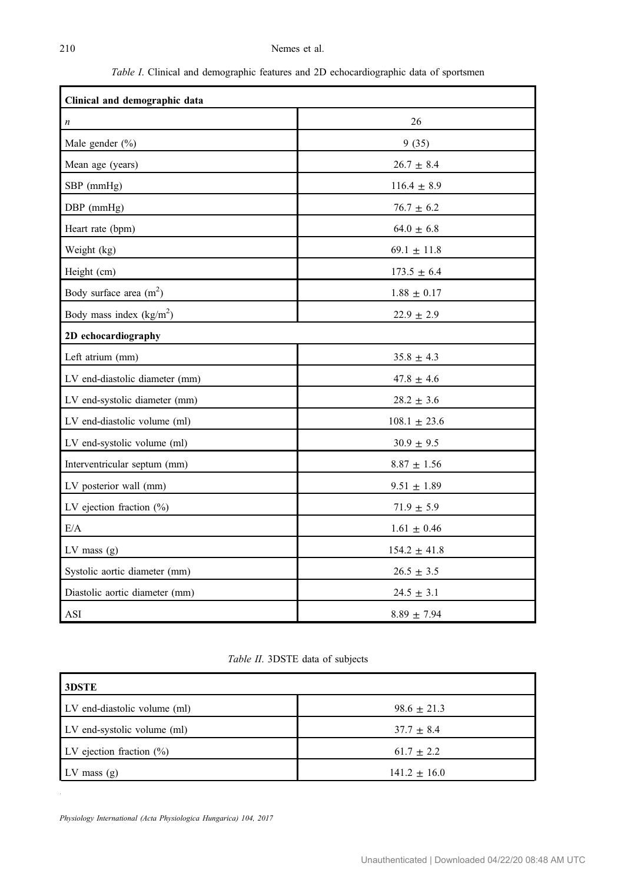*Table I.* Clinical and demographic features and 2D echocardiographic data of sportsmen

| **Clinical and demographic data** | |
|---|---|
| *n* | 26 |
| Male gender (%) | 9 (35) |
| Mean age (years) | 26.7 ± 8.4 |
| SBP (mmHg) | 116.4 ± 8.9 |
| DBP (mmHg) | 76.7 ± 6.2 |
| Heart rate (bpm) | 64.0 ± 6.8 |
| Weight (kg) | 69.1 ± 11.8 |
| Height (cm) | 173.5 ± 6.4 |
| Body surface area ($m^2$) | 1.88 ± 0.17 |
| Body mass index ($kg/m^2$) | 22.9 ± 2.9 |
| **2D echocardiography** | |
| Left atrium (mm) | 35.8 ± 4.3 |
| LV end-diastolic diameter (mm) | 47.8 ± 4.6 |
| LV end-systolic diameter (mm) | 28.2 ± 3.6 |
| LV end-diastolic volume (ml) | 108.1 ± 23.6 |
| LV end-systolic volume (ml) | 30.9 ± 9.5 |
| Interventricular septum (mm) | 8.87 ± 1.56 |
| LV posterior wall (mm) | 9.51 ± 1.89 |
| LV ejection fraction (%) | 71.9 ± 5.9 |
| E/A | 1.61 ± 0.46 |
| LV mass (g) | 154.2 ± 41.8 |
| Systolic aortic diameter (mm) | 26.5 ± 3.5 |
| Diastolic aortic diameter (mm) | 24.5 ± 3.1 |
| ASI | 8.89 ± 7.94 |

*Table II.* 3DSTE data of subjects

| **3DSTE** | |
|---|---|
| LV end-diastolic volume (ml) | 98.6 ± 21.3 |
| LV end-systolic volume (ml) | 37.7 ± 8.4 |
| LV ejection fraction (%) | 61.7 ± 2.2 |
| LV mass (g) | 141.2 ± 16.0 |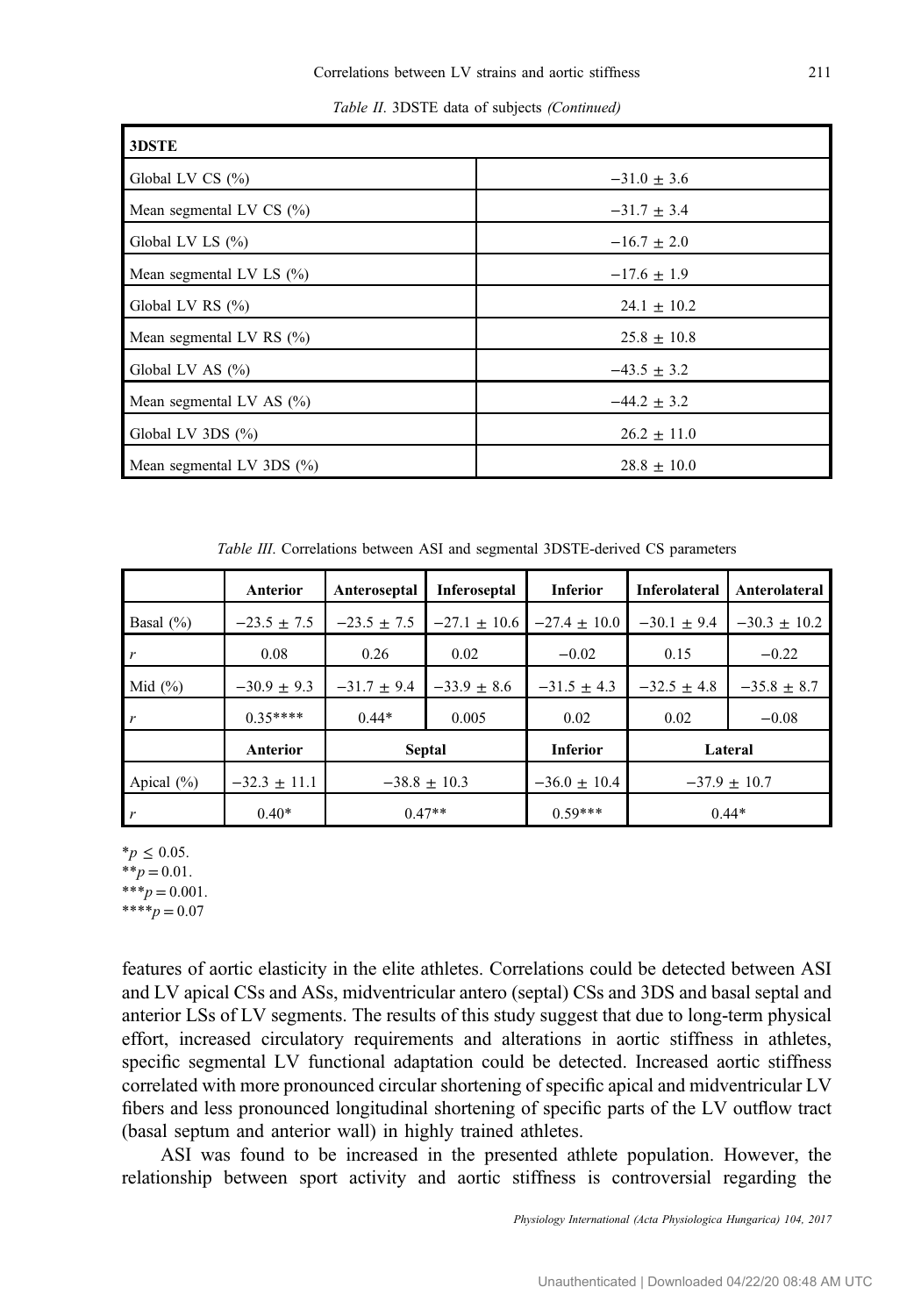*Table II.* 3DSTE data of subjects *(Continued)*

| 3DSTE | |
|---|---|
| Global LV CS (%) | −31.0 ± 3.6 |
| Mean segmental LV CS (%) | −31.7 ± 3.4 |
| Global LV LS (%) | −16.7 ± 2.0 |
| Mean segmental LV LS (%) | −17.6 ± 1.9 |
| Global LV RS (%) | 24.1 ± 10.2 |
| Mean segmental LV RS (%) | 25.8 ± 10.8 |
| Global LV AS (%) | −43.5 ± 3.2 |
| Mean segmental LV AS (%) | −44.2 ± 3.2 |
| Global LV 3DS (%) | 26.2 ± 11.0 |
| Mean segmental LV 3DS (%) | 28.8 ± 10.0 |

*Table III.* Correlations between ASI and segmental 3DSTE-derived CS parameters

| | Anterior | Anteroseptal | Inferoseptal | Inferior | Inferolateral | Anterolateral |
|---|---|---|---|---|---|---|
| Basal (%) | −23.5 ± 7.5 | −23.5 ± 7.5 | −27.1 ± 10.6 | −27.4 ± 10.0 | −30.1 ± 9.4 | −30.3 ± 10.2 |
| *r* | 0.08 | 0.26 | 0.02 | −0.02 | 0.15 | −0.22 |
| Mid (%) | −30.9 ± 9.3 | −31.7 ± 9.4 | −33.9 ± 8.6 | −31.5 ± 4.3 | −32.5 ± 4.8 | −35.8 ± 8.7 |
| *r* | 0.35**** | 0.44* | 0.005 | 0.02 | 0.02 | −0.08 |
| | **Anterior** | **Septal** | | **Inferior** | **Lateral** | |
| Apical (%) | −32.3 ± 11.1 | −38.8 ± 10.3 | | −36.0 ± 10.4 | −37.9 ± 10.7 | |
| *r* | 0.40* | 0.47** | | 0.59*** | 0.44* | |

*$p \leq 0.05$.
**$p = 0.01$.
***$p = 0.001$.
****$p = 0.07$

features of aortic elasticity in the elite athletes. Correlations could be detected between ASI and LV apical CSs and ASs, midventricular antero (septal) CSs and 3DS and basal septal and anterior LSs of LV segments. The results of this study suggest that due to long-term physical effort, increased circulatory requirements and alterations in aortic stiffness in athletes, specific segmental LV functional adaptation could be detected. Increased aortic stiffness correlated with more pronounced circular shortening of specific apical and midventricular LV fibers and less pronounced longitudinal shortening of specific parts of the LV outflow tract (basal septum and anterior wall) in highly trained athletes.

ASI was found to be increased in the presented athlete population. However, the relationship between sport activity and aortic stiffness is controversial regarding the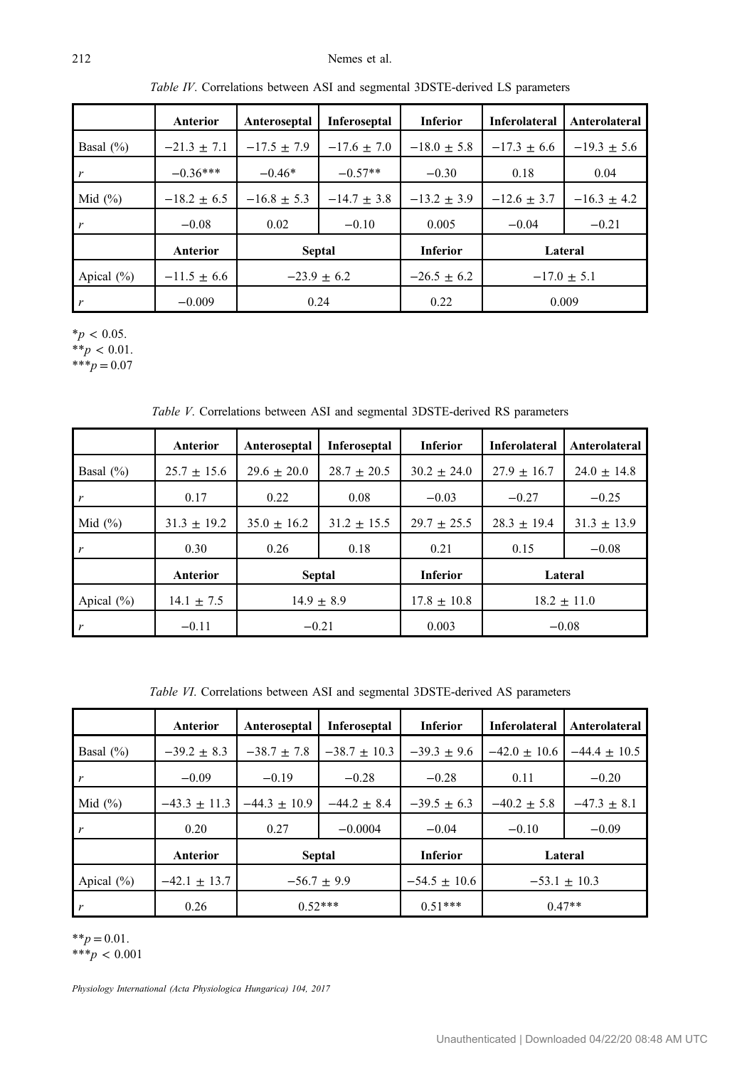*Table IV*. Correlations between ASI and segmental 3DSTE-derived LS parameters

| | Anterior | Anteroseptal | Inferoseptal | Inferior | Inferolateral | Anterolateral |
|---|---|---|---|---|---|---|
| Basal (%) | −21.3 ± 7.1 | −17.5 ± 7.9 | −17.6 ± 7.0 | −18.0 ± 5.8 | −17.3 ± 6.6 | −19.3 ± 5.6 |
| $r$ | −0.36*** | −0.46* | −0.57** | −0.30 | 0.18 | 0.04 |
| Mid (%) | −18.2 ± 6.5 | −16.8 ± 5.3 | −14.7 ± 3.8 | −13.2 ± 3.9 | −12.6 ± 3.7 | −16.3 ± 4.2 |
| $r$ | −0.08 | 0.02 | −0.10 | 0.005 | −0.04 | −0.21 |
| | **Anterior** | **Septal** | | **Inferior** | **Lateral** | |
| Apical (%) | −11.5 ± 6.6 | −23.9 ± 6.2 | | −26.5 ± 6.2 | −17.0 ± 5.1 | |
| $r$ | −0.009 | 0.24 | | 0.22 | 0.009 | |

*$p < 0.05$.
**$p < 0.01$.
***$p = 0.07$

*Table V*. Correlations between ASI and segmental 3DSTE-derived RS parameters

| | Anterior | Anteroseptal | Inferoseptal | Inferior | Inferolateral | Anterolateral |
|---|---|---|---|---|---|---|
| Basal (%) | 25.7 ± 15.6 | 29.6 ± 20.0 | 28.7 ± 20.5 | 30.2 ± 24.0 | 27.9 ± 16.7 | 24.0 ± 14.8 |
| $r$ | 0.17 | 0.22 | 0.08 | −0.03 | −0.27 | −0.25 |
| Mid (%) | 31.3 ± 19.2 | 35.0 ± 16.2 | 31.2 ± 15.5 | 29.7 ± 25.5 | 28.3 ± 19.4 | 31.3 ± 13.9 |
| $r$ | 0.30 | 0.26 | 0.18 | 0.21 | 0.15 | −0.08 |
| | **Anterior** | **Septal** | | **Inferior** | **Lateral** | |
| Apical (%) | 14.1 ± 7.5 | 14.9 ± 8.9 | | 17.8 ± 10.8 | 18.2 ± 11.0 | |
| $r$ | −0.11 | −0.21 | | 0.003 | −0.08 | |

*Table VI*. Correlations between ASI and segmental 3DSTE-derived AS parameters

| | Anterior | Anteroseptal | Inferoseptal | Inferior | Inferolateral | Anterolateral |
|---|---|---|---|---|---|---|
| Basal (%) | −39.2 ± 8.3 | −38.7 ± 7.8 | −38.7 ± 10.3 | −39.3 ± 9.6 | −42.0 ± 10.6 | −44.4 ± 10.5 |
| $r$ | −0.09 | −0.19 | −0.28 | −0.28 | 0.11 | −0.20 |
| Mid (%) | −43.3 ± 11.3 | −44.3 ± 10.9 | −44.2 ± 8.4 | −39.5 ± 6.3 | −40.2 ± 5.8 | −47.3 ± 8.1 |
| $r$ | 0.20 | 0.27 | −0.0004 | −0.04 | −0.10 | −0.09 |
| | **Anterior** | **Septal** | | **Inferior** | **Lateral** | |
| Apical (%) | −42.1 ± 13.7 | −56.7 ± 9.9 | | −54.5 ± 10.6 | −53.1 ± 10.3 | |
| $r$ | 0.26 | 0.52*** | | 0.51*** | 0.47** | |

**$p = 0.01$.
***$p < 0.001$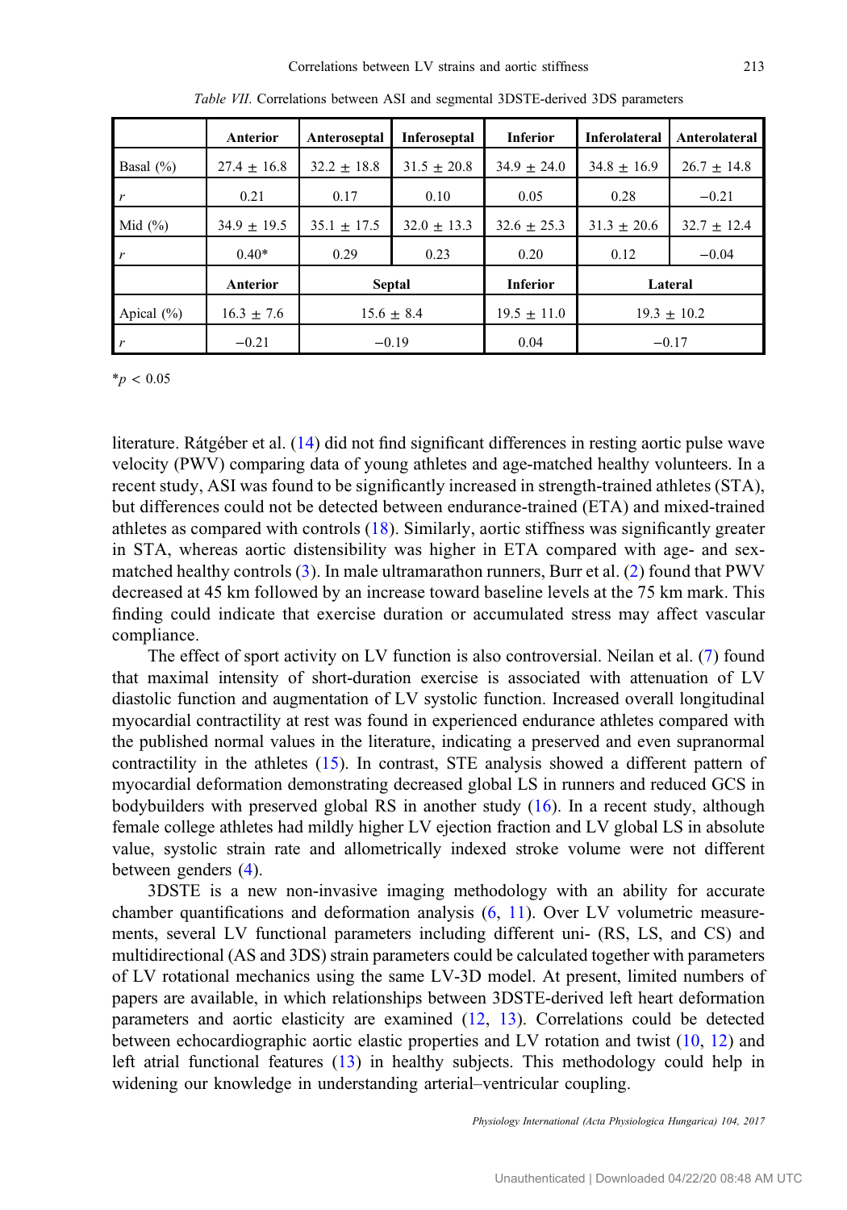Table VII. Correlations between ASI and segmental 3DSTE-derived 3DS parameters

| | Anterior | Anteroseptal | Inferoseptal | Inferior | Inferolateral | Anterolateral |
|---|---|---|---|---|---|---|
| Basal (%) | 27.4 ± 16.8 | 32.2 ± 18.8 | 31.5 ± 20.8 | 34.9 ± 24.0 | 34.8 ± 16.9 | 26.7 ± 14.8 |
| $r$ | 0.21 | 0.17 | 0.10 | 0.05 | 0.28 | −0.21 |
| Mid (%) | 34.9 ± 19.5 | 35.1 ± 17.5 | 32.0 ± 13.3 | 32.6 ± 25.3 | 31.3 ± 20.6 | 32.7 ± 12.4 |
| $r$ | 0.40* | 0.29 | 0.23 | 0.20 | 0.12 | −0.04 |
| | Anterior | Septal | | Inferior | Lateral | |
| Apical (%) | 16.3 ± 7.6 | 15.6 ± 8.4 | | 19.5 ± 11.0 | 19.3 ± 10.2 | |
| $r$ | −0.21 | −0.19 | | 0.04 | −0.17 | |

*$p < 0.05$

literature. Rátgéber et al. (14) did not find significant differences in resting aortic pulse wave velocity (PWV) comparing data of young athletes and age-matched healthy volunteers. In a recent study, ASI was found to be significantly increased in strength-trained athletes (STA), but differences could not be detected between endurance-trained (ETA) and mixed-trained athletes as compared with controls (18). Similarly, aortic stiffness was significantly greater in STA, whereas aortic distensibility was higher in ETA compared with age- and sex-matched healthy controls (3). In male ultramarathon runners, Burr et al. (2) found that PWV decreased at 45 km followed by an increase toward baseline levels at the 75 km mark. This finding could indicate that exercise duration or accumulated stress may affect vascular compliance.

The effect of sport activity on LV function is also controversial. Neilan et al. (7) found that maximal intensity of short-duration exercise is associated with attenuation of LV diastolic function and augmentation of LV systolic function. Increased overall longitudinal myocardial contractility at rest was found in experienced endurance athletes compared with the published normal values in the literature, indicating a preserved and even supranormal contractility in the athletes (15). In contrast, STE analysis showed a different pattern of myocardial deformation demonstrating decreased global LS in runners and reduced GCS in bodybuilders with preserved global RS in another study (16). In a recent study, although female college athletes had mildly higher LV ejection fraction and LV global LS in absolute value, systolic strain rate and allometrically indexed stroke volume were not different between genders (4).

3DSTE is a new non-invasive imaging methodology with an ability for accurate chamber quantifications and deformation analysis (6, 11). Over LV volumetric measurements, several LV functional parameters including different uni- (RS, LS, and CS) and multidirectional (AS and 3DS) strain parameters could be calculated together with parameters of LV rotational mechanics using the same LV-3D model. At present, limited numbers of papers are available, in which relationships between 3DSTE-derived left heart deformation parameters and aortic elasticity are examined (12, 13). Correlations could be detected between echocardiographic aortic elastic properties and LV rotation and twist (10, 12) and left atrial functional features (13) in healthy subjects. This methodology could help in widening our knowledge in understanding arterial–ventricular coupling.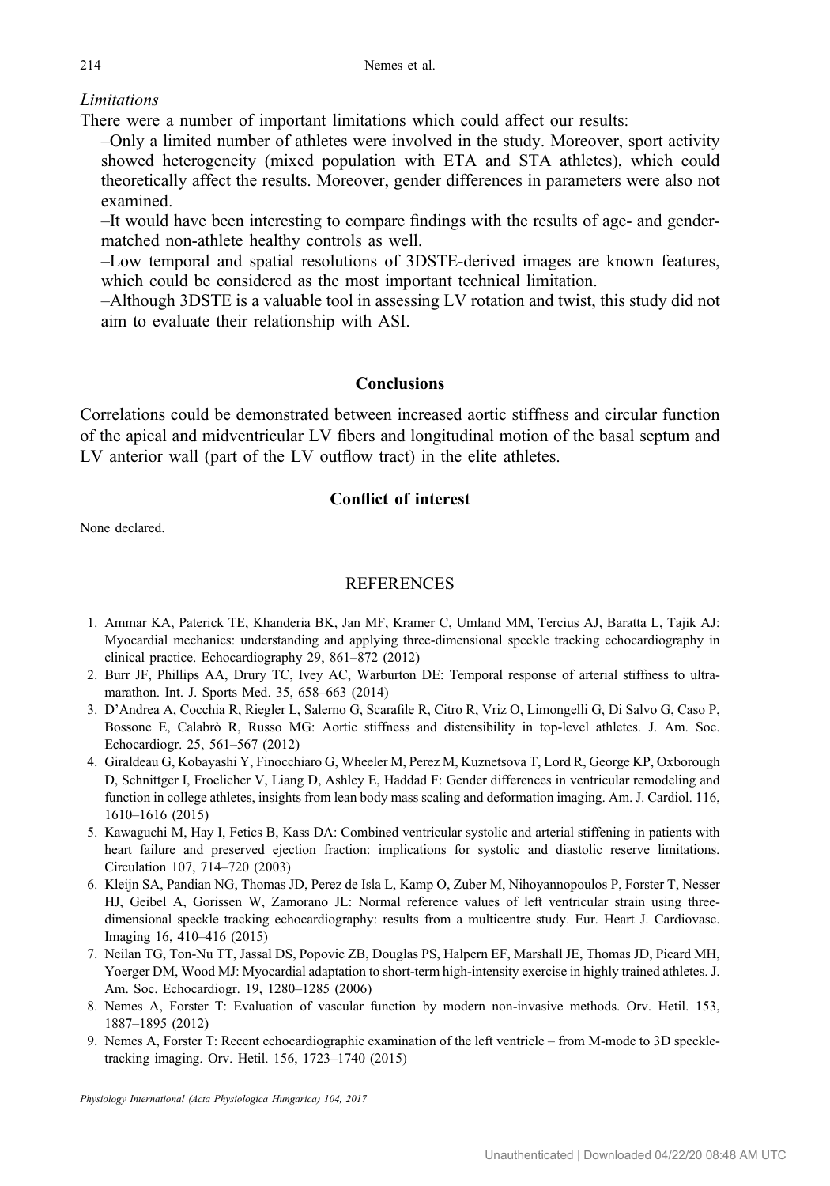*Limitations*

There were a number of important limitations which could affect our results:

–Only a limited number of athletes were involved in the study. Moreover, sport activity showed heterogeneity (mixed population with ETA and STA athletes), which could theoretically affect the results. Moreover, gender differences in parameters were also not examined.

–It would have been interesting to compare findings with the results of age- and gender-matched non-athlete healthy controls as well.

–Low temporal and spatial resolutions of 3DSTE-derived images are known features, which could be considered as the most important technical limitation.

–Although 3DSTE is a valuable tool in assessing LV rotation and twist, this study did not aim to evaluate their relationship with ASI.

## Conclusions

Correlations could be demonstrated between increased aortic stiffness and circular function of the apical and midventricular LV fibers and longitudinal motion of the basal septum and LV anterior wall (part of the LV outflow tract) in the elite athletes.

## Conflict of interest

None declared.

## REFERENCES

1. Ammar KA, Paterick TE, Khanderia BK, Jan MF, Kramer C, Umland MM, Tercius AJ, Baratta L, Tajik AJ: Myocardial mechanics: understanding and applying three-dimensional speckle tracking echocardiography in clinical practice. Echocardiography 29, 861–872 (2012)
2. Burr JF, Phillips AA, Drury TC, Ivey AC, Warburton DE: Temporal response of arterial stiffness to ultra-marathon. Int. J. Sports Med. 35, 658–663 (2014)
3. D'Andrea A, Cocchia R, Riegler L, Salerno G, Scarafile R, Citro R, Vriz O, Limongelli G, Di Salvo G, Caso P, Bossone E, Calabrò R, Russo MG: Aortic stiffness and distensibility in top-level athletes. J. Am. Soc. Echocardiogr. 25, 561–567 (2012)
4. Giraldeau G, Kobayashi Y, Finocchiaro G, Wheeler M, Perez M, Kuznetsova T, Lord R, George KP, Oxborough D, Schnittger I, Froelicher V, Liang D, Ashley E, Haddad F: Gender differences in ventricular remodeling and function in college athletes, insights from lean body mass scaling and deformation imaging. Am. J. Cardiol. 116, 1610–1616 (2015)
5. Kawaguchi M, Hay I, Fetics B, Kass DA: Combined ventricular systolic and arterial stiffening in patients with heart failure and preserved ejection fraction: implications for systolic and diastolic reserve limitations. Circulation 107, 714–720 (2003)
6. Kleijn SA, Pandian NG, Thomas JD, Perez de Isla L, Kamp O, Zuber M, Nihoyannopoulos P, Forster T, Nesser HJ, Geibel A, Gorissen W, Zamorano JL: Normal reference values of left ventricular strain using three-dimensional speckle tracking echocardiography: results from a multicentre study. Eur. Heart J. Cardiovasc. Imaging 16, 410–416 (2015)
7. Neilan TG, Ton-Nu TT, Jassal DS, Popovic ZB, Douglas PS, Halpern EF, Marshall JE, Thomas JD, Picard MH, Yoerger DM, Wood MJ: Myocardial adaptation to short-term high-intensity exercise in highly trained athletes. J. Am. Soc. Echocardiogr. 19, 1280–1285 (2006)
8. Nemes A, Forster T: Evaluation of vascular function by modern non-invasive methods. Orv. Hetil. 153, 1887–1895 (2012)
9. Nemes A, Forster T: Recent echocardiographic examination of the left ventricle – from M-mode to 3D speckle-tracking imaging. Orv. Hetil. 156, 1723–1740 (2015)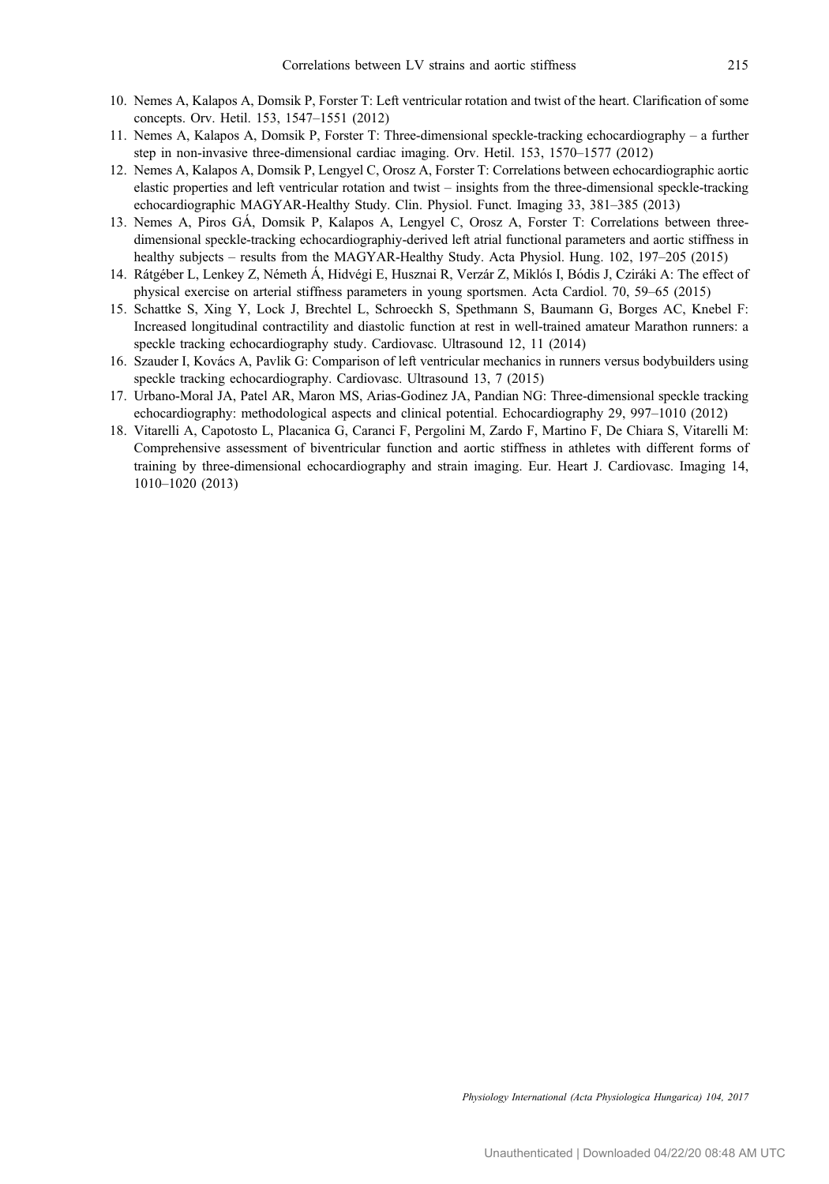10. Nemes A, Kalapos A, Domsik P, Forster T: Left ventricular rotation and twist of the heart. Clarification of some concepts. Orv. Hetil. 153, 1547–1551 (2012)
11. Nemes A, Kalapos A, Domsik P, Forster T: Three-dimensional speckle-tracking echocardiography – a further step in non-invasive three-dimensional cardiac imaging. Orv. Hetil. 153, 1570–1577 (2012)
12. Nemes A, Kalapos A, Domsik P, Lengyel C, Orosz A, Forster T: Correlations between echocardiographic aortic elastic properties and left ventricular rotation and twist – insights from the three-dimensional speckle-tracking echocardiographic MAGYAR-Healthy Study. Clin. Physiol. Funct. Imaging 33, 381–385 (2013)
13. Nemes A, Piros GÁ, Domsik P, Kalapos A, Lengyel C, Orosz A, Forster T: Correlations between three-dimensional speckle-tracking echocardiographiy-derived left atrial functional parameters and aortic stiffness in healthy subjects – results from the MAGYAR-Healthy Study. Acta Physiol. Hung. 102, 197–205 (2015)
14. Rátgéber L, Lenkey Z, Németh Á, Hidvégi E, Husznai R, Verzár Z, Miklós I, Bódis J, Cziráki A: The effect of physical exercise on arterial stiffness parameters in young sportsmen. Acta Cardiol. 70, 59–65 (2015)
15. Schattke S, Xing Y, Lock J, Brechtel L, Schroeckh S, Spethmann S, Baumann G, Borges AC, Knebel F: Increased longitudinal contractility and diastolic function at rest in well-trained amateur Marathon runners: a speckle tracking echocardiography study. Cardiovasc. Ultrasound 12, 11 (2014)
16. Szauder I, Kovács A, Pavlik G: Comparison of left ventricular mechanics in runners versus bodybuilders using speckle tracking echocardiography. Cardiovasc. Ultrasound 13, 7 (2015)
17. Urbano-Moral JA, Patel AR, Maron MS, Arias-Godinez JA, Pandian NG: Three-dimensional speckle tracking echocardiography: methodological aspects and clinical potential. Echocardiography 29, 997–1010 (2012)
18. Vitarelli A, Capotosto L, Placanica G, Caranci F, Pergolini M, Zardo F, Martino F, De Chiara S, Vitarelli M: Comprehensive assessment of biventricular function and aortic stiffness in athletes with different forms of training by three-dimensional echocardiography and strain imaging. Eur. Heart J. Cardiovasc. Imaging 14, 1010–1020 (2013)